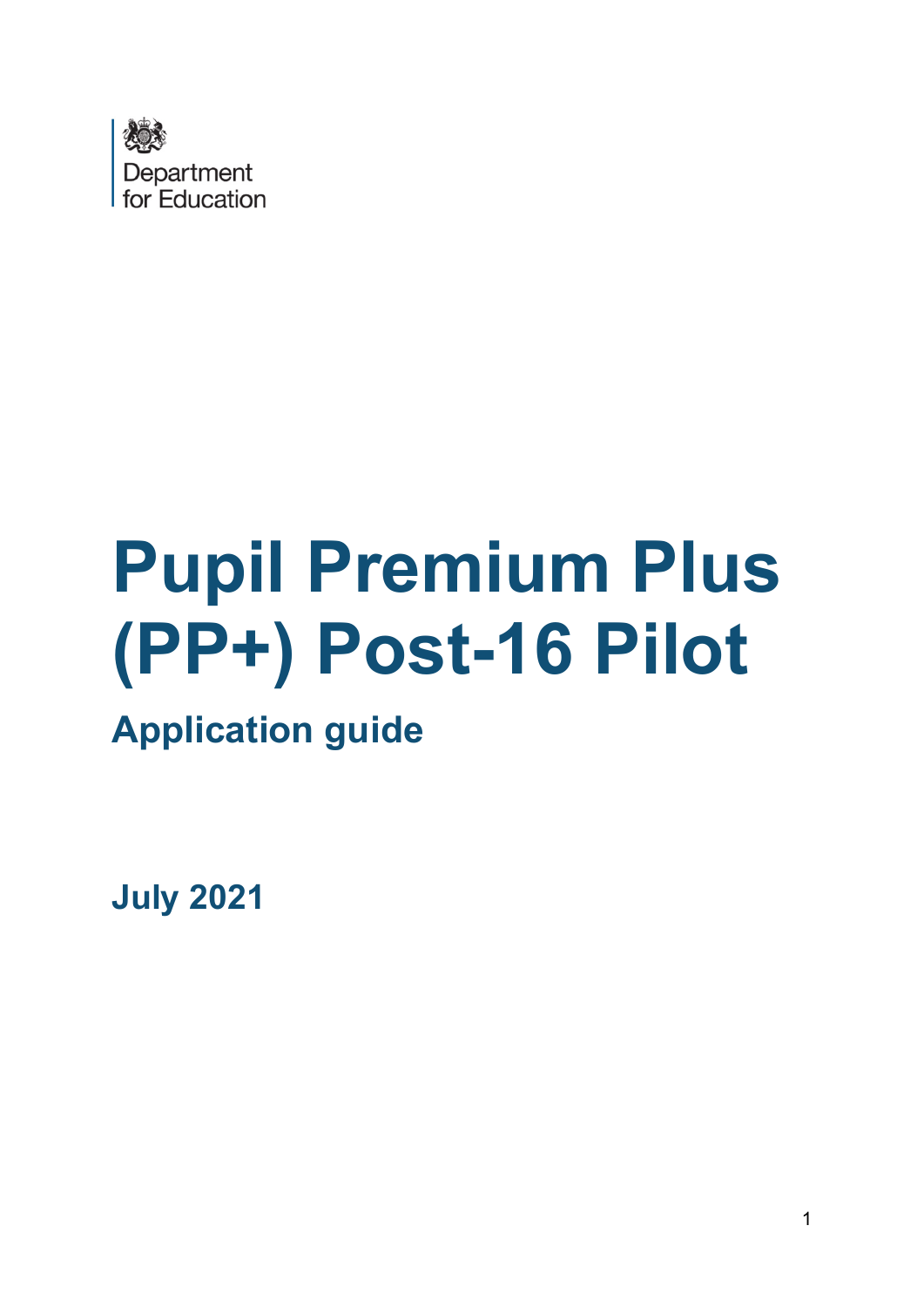Department for Education

# Pupil Premium Plus (PP+) Post-16 Pilot

## Application guide

**July 2021**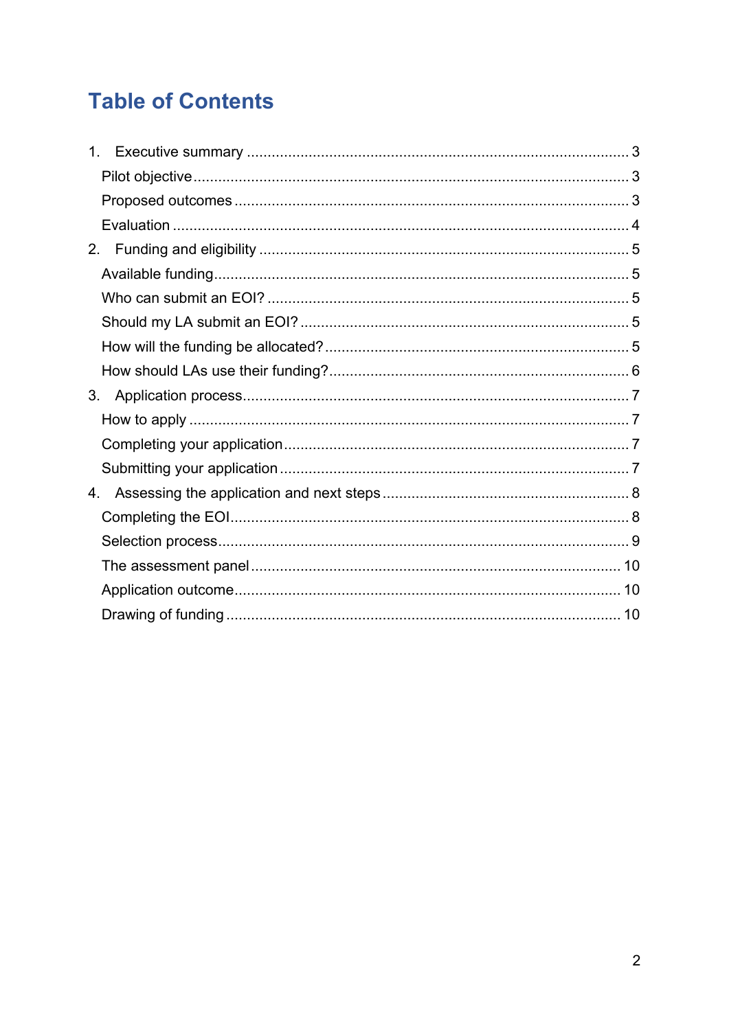# Table of Contents

1. Executive summary ... 3
   - Pilot objective ... 3
   - Proposed outcomes ... 3
   - Evaluation ... 4
2. Funding and eligibility ... 5
   - Available funding ... 5
   - Who can submit an EOI? ... 5
   - Should my LA submit an EOI? ... 5
   - How will the funding be allocated? ... 5
   - How should LAs use their funding? ... 6
3. Application process ... 7
   - How to apply ... 7
   - Completing your application ... 7
   - Submitting your application ... 7
4. Assessing the application and next steps ... 8
   - Completing the EOI ... 8
   - Selection process ... 9
   - The assessment panel ... 10
   - Application outcome ... 10
   - Drawing of funding ... 10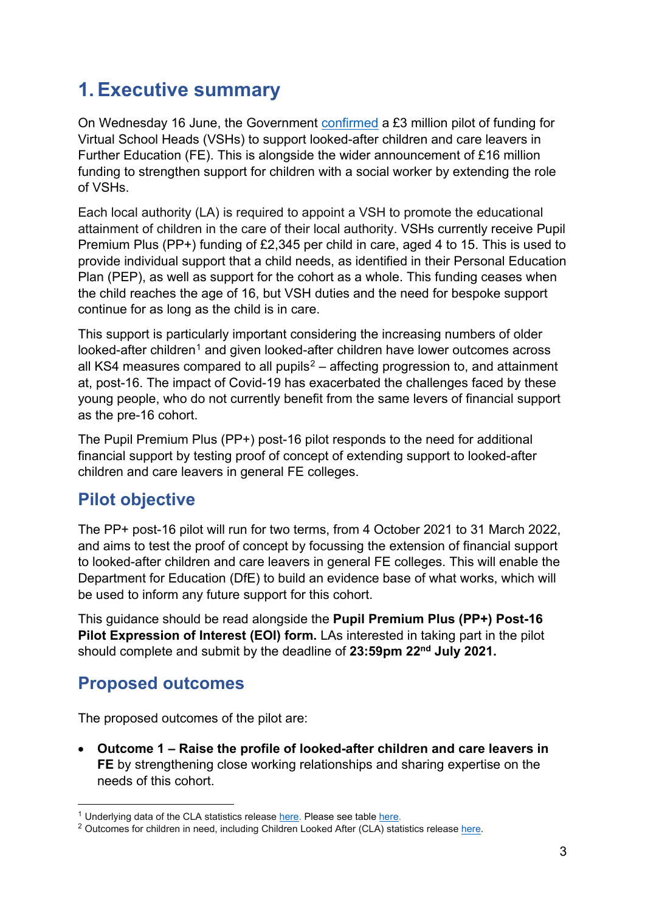# 1. Executive summary

On Wednesday 16 June, the Government confirmed a £3 million pilot of funding for Virtual School Heads (VSHs) to support looked-after children and care leavers in Further Education (FE). This is alongside the wider announcement of £16 million funding to strengthen support for children with a social worker by extending the role of VSHs.

Each local authority (LA) is required to appoint a VSH to promote the educational attainment of children in the care of their local authority. VSHs currently receive Pupil Premium Plus (PP+) funding of £2,345 per child in care, aged 4 to 15. This is used to provide individual support that a child needs, as identified in their Personal Education Plan (PEP), as well as support for the cohort as a whole. This funding ceases when the child reaches the age of 16, but VSH duties and the need for bespoke support continue for as long as the child is in care.

This support is particularly important considering the increasing numbers of older looked-after children[1] and given looked-after children have lower outcomes across all KS4 measures compared to all pupils[2] – affecting progression to, and attainment at, post-16. The impact of Covid-19 has exacerbated the challenges faced by these young people, who do not currently benefit from the same levers of financial support as the pre-16 cohort.

The Pupil Premium Plus (PP+) post-16 pilot responds to the need for additional financial support by testing proof of concept of extending support to looked-after children and care leavers in general FE colleges.

## Pilot objective

The PP+ post-16 pilot will run for two terms, from 4 October 2021 to 31 March 2022, and aims to test the proof of concept by focussing the extension of financial support to looked-after children and care leavers in general FE colleges. This will enable the Department for Education (DfE) to build an evidence base of what works, which will be used to inform any future support for this cohort.

This guidance should be read alongside the **Pupil Premium Plus (PP+) Post-16 Pilot Expression of Interest (EOI) form.** LAs interested in taking part in the pilot should complete and submit by the deadline of **23:59pm 22nd July 2021.**

## Proposed outcomes

The proposed outcomes of the pilot are:

- **Outcome 1 – Raise the profile of looked-after children and care leavers in FE** by strengthening close working relationships and sharing expertise on the needs of this cohort.

---

[1] Underlying data of the CLA statistics release here. Please see table here.

[2] Outcomes for children in need, including Children Looked After (CLA) statistics release here.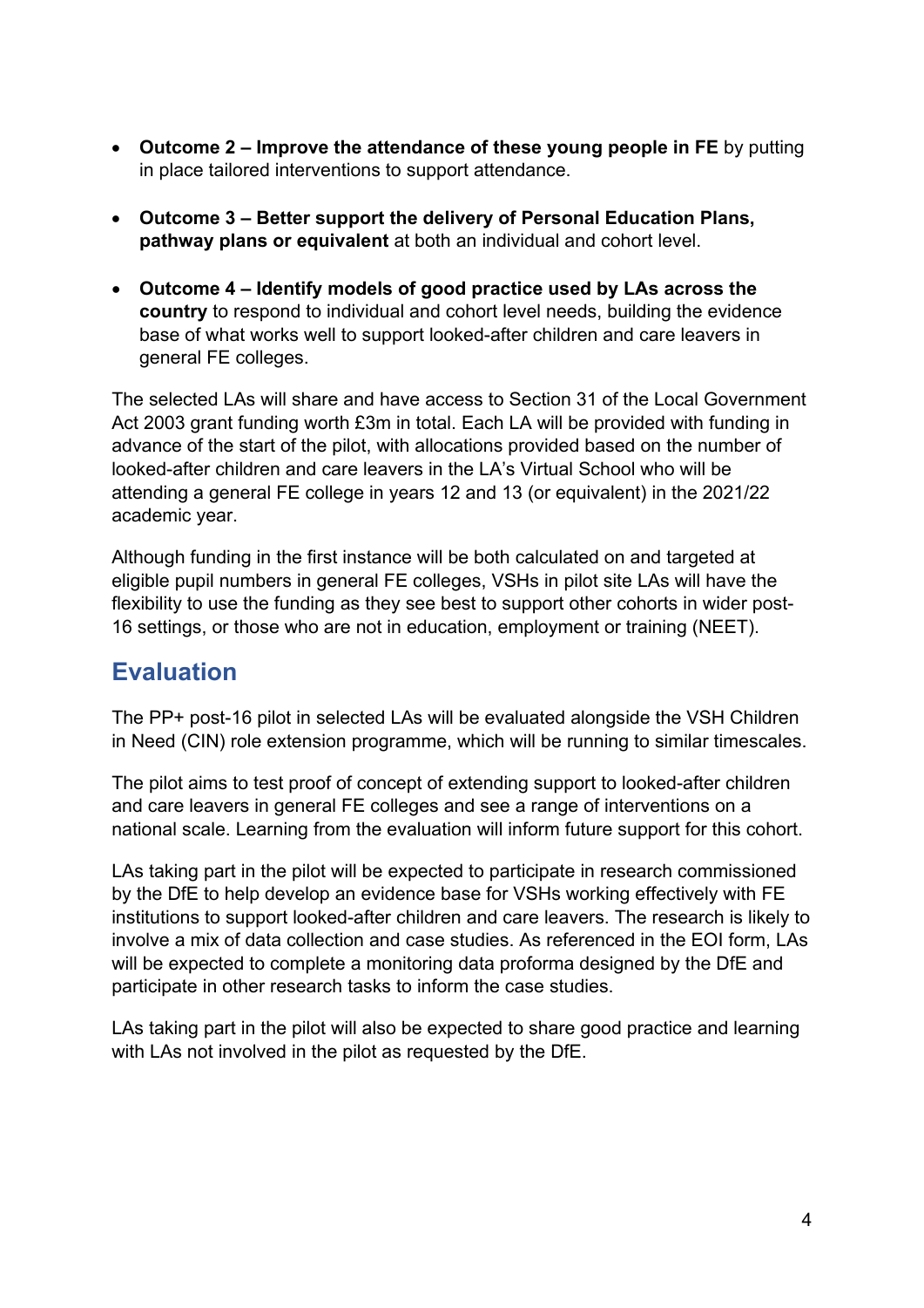- **Outcome 2 – Improve the attendance of these young people in FE** by putting in place tailored interventions to support attendance.

- **Outcome 3 – Better support the delivery of Personal Education Plans, pathway plans or equivalent** at both an individual and cohort level.

- **Outcome 4 – Identify models of good practice used by LAs across the country** to respond to individual and cohort level needs, building the evidence base of what works well to support looked-after children and care leavers in general FE colleges.

The selected LAs will share and have access to Section 31 of the Local Government Act 2003 grant funding worth £3m in total. Each LA will be provided with funding in advance of the start of the pilot, with allocations provided based on the number of looked-after children and care leavers in the LA's Virtual School who will be attending a general FE college in years 12 and 13 (or equivalent) in the 2021/22 academic year.

Although funding in the first instance will be both calculated on and targeted at eligible pupil numbers in general FE colleges, VSHs in pilot site LAs will have the flexibility to use the funding as they see best to support other cohorts in wider post-16 settings, or those who are not in education, employment or training (NEET).

## Evaluation

The PP+ post-16 pilot in selected LAs will be evaluated alongside the VSH Children in Need (CIN) role extension programme, which will be running to similar timescales.

The pilot aims to test proof of concept of extending support to looked-after children and care leavers in general FE colleges and see a range of interventions on a national scale. Learning from the evaluation will inform future support for this cohort.

LAs taking part in the pilot will be expected to participate in research commissioned by the DfE to help develop an evidence base for VSHs working effectively with FE institutions to support looked-after children and care leavers. The research is likely to involve a mix of data collection and case studies. As referenced in the EOI form, LAs will be expected to complete a monitoring data proforma designed by the DfE and participate in other research tasks to inform the case studies.

LAs taking part in the pilot will also be expected to share good practice and learning with LAs not involved in the pilot as requested by the DfE.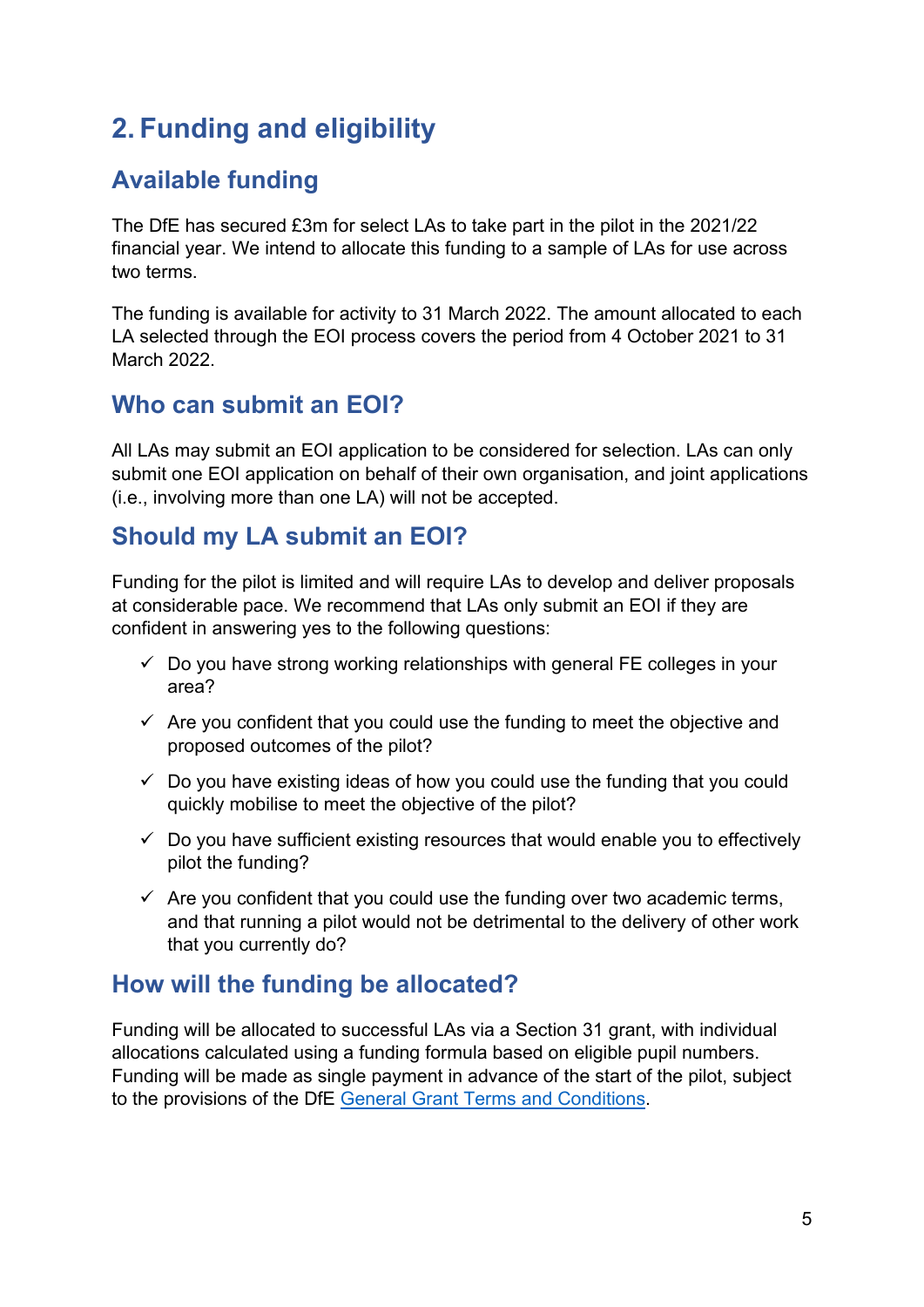# 2. Funding and eligibility

## Available funding

The DfE has secured £3m for select LAs to take part in the pilot in the 2021/22 financial year. We intend to allocate this funding to a sample of LAs for use across two terms.

The funding is available for activity to 31 March 2022. The amount allocated to each LA selected through the EOI process covers the period from 4 October 2021 to 31 March 2022.

## Who can submit an EOI?

All LAs may submit an EOI application to be considered for selection. LAs can only submit one EOI application on behalf of their own organisation, and joint applications (i.e., involving more than one LA) will not be accepted.

## Should my LA submit an EOI?

Funding for the pilot is limited and will require LAs to develop and deliver proposals at considerable pace. We recommend that LAs only submit an EOI if they are confident in answering yes to the following questions:

- ✓ Do you have strong working relationships with general FE colleges in your area?
- ✓ Are you confident that you could use the funding to meet the objective and proposed outcomes of the pilot?
- ✓ Do you have existing ideas of how you could use the funding that you could quickly mobilise to meet the objective of the pilot?
- ✓ Do you have sufficient existing resources that would enable you to effectively pilot the funding?
- ✓ Are you confident that you could use the funding over two academic terms, and that running a pilot would not be detrimental to the delivery of other work that you currently do?

## How will the funding be allocated?

Funding will be allocated to successful LAs via a Section 31 grant, with individual allocations calculated using a funding formula based on eligible pupil numbers. Funding will be made as single payment in advance of the start of the pilot, subject to the provisions of the DfE General Grant Terms and Conditions.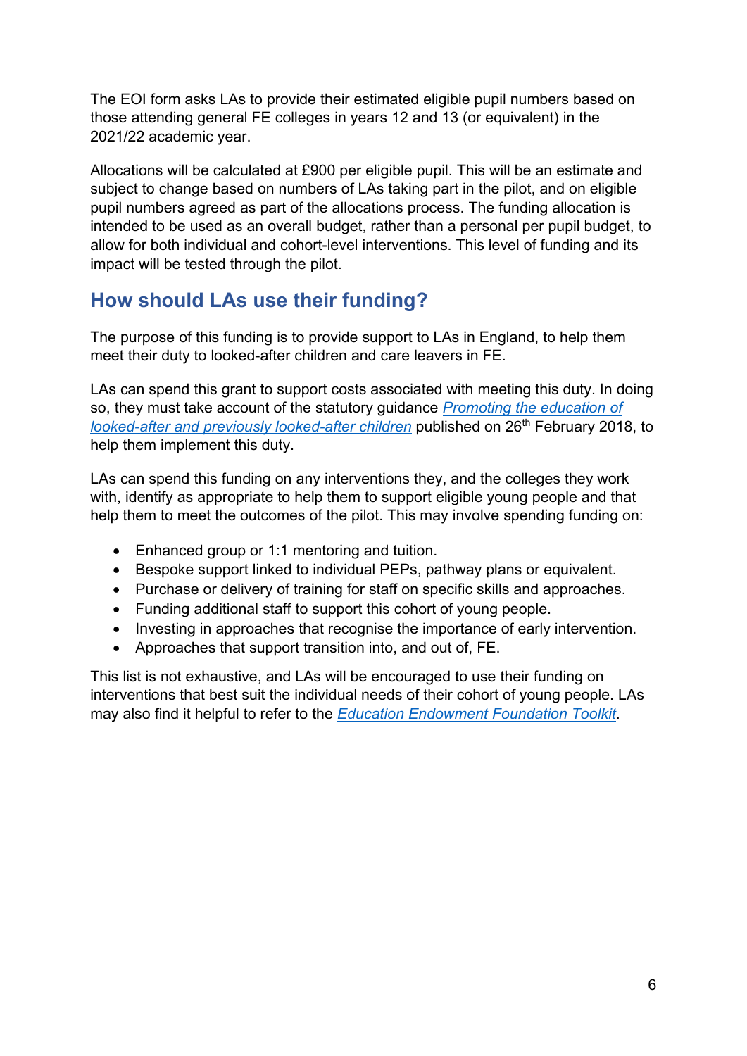The EOI form asks LAs to provide their estimated eligible pupil numbers based on those attending general FE colleges in years 12 and 13 (or equivalent) in the 2021/22 academic year.

Allocations will be calculated at £900 per eligible pupil. This will be an estimate and subject to change based on numbers of LAs taking part in the pilot, and on eligible pupil numbers agreed as part of the allocations process. The funding allocation is intended to be used as an overall budget, rather than a personal per pupil budget, to allow for both individual and cohort-level interventions. This level of funding and its impact will be tested through the pilot.

## How should LAs use their funding?

The purpose of this funding is to provide support to LAs in England, to help them meet their duty to looked-after children and care leavers in FE.

LAs can spend this grant to support costs associated with meeting this duty. In doing so, they must take account of the statutory guidance *Promoting the education of looked-after and previously looked-after children* published on 26th February 2018, to help them implement this duty.

LAs can spend this funding on any interventions they, and the colleges they work with, identify as appropriate to help them to support eligible young people and that help them to meet the outcomes of the pilot. This may involve spending funding on:

- Enhanced group or 1:1 mentoring and tuition.
- Bespoke support linked to individual PEPs, pathway plans or equivalent.
- Purchase or delivery of training for staff on specific skills and approaches.
- Funding additional staff to support this cohort of young people.
- Investing in approaches that recognise the importance of early intervention.
- Approaches that support transition into, and out of, FE.

This list is not exhaustive, and LAs will be encouraged to use their funding on interventions that best suit the individual needs of their cohort of young people. LAs may also find it helpful to refer to the *Education Endowment Foundation Toolkit*.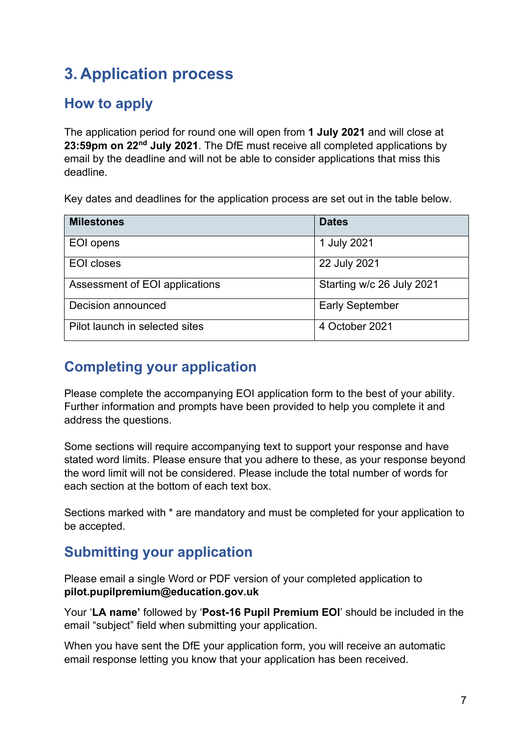# 3. Application process

## How to apply

The application period for round one will open from **1 July 2021** and will close at **23:59pm on 22nd July 2021**. The DfE must receive all completed applications by email by the deadline and will not be able to consider applications that miss this deadline.

Key dates and deadlines for the application process are set out in the table below.

| Milestones | Dates |
| --- | --- |
| EOI opens | 1 July 2021 |
| EOI closes | 22 July 2021 |
| Assessment of EOI applications | Starting w/c 26 July 2021 |
| Decision announced | Early September |
| Pilot launch in selected sites | 4 October 2021 |

## Completing your application

Please complete the accompanying EOI application form to the best of your ability. Further information and prompts have been provided to help you complete it and address the questions.

Some sections will require accompanying text to support your response and have stated word limits. Please ensure that you adhere to these, as your response beyond the word limit will not be considered. Please include the total number of words for each section at the bottom of each text box.

Sections marked with * are mandatory and must be completed for your application to be accepted.

## Submitting your application

Please email a single Word or PDF version of your completed application to **pilot.pupilpremium@education.gov.uk**

Your '**LA name'** followed by '**Post-16 Pupil Premium EOI**' should be included in the email "subject" field when submitting your application.

When you have sent the DfE your application form, you will receive an automatic email response letting you know that your application has been received.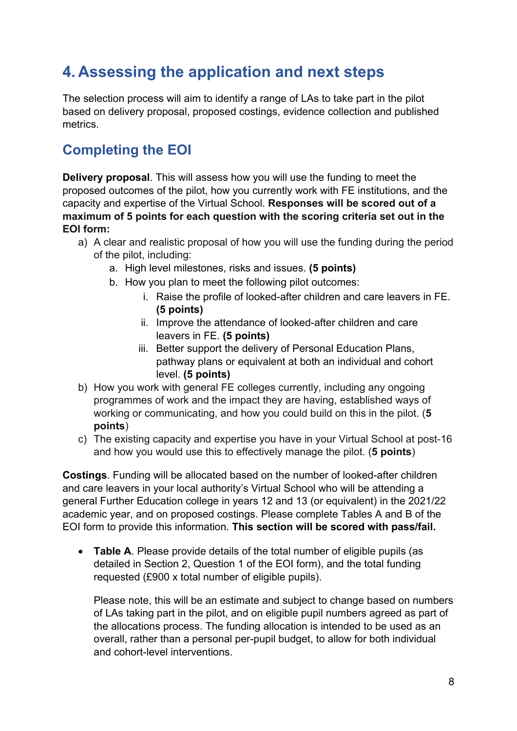# 4. Assessing the application and next steps

The selection process will aim to identify a range of LAs to take part in the pilot based on delivery proposal, proposed costings, evidence collection and published metrics.

## Completing the EOI

**Delivery proposal**. This will assess how you will use the funding to meet the proposed outcomes of the pilot, how you currently work with FE institutions, and the capacity and expertise of the Virtual School. **Responses will be scored out of a maximum of 5 points for each question with the scoring criteria set out in the EOI form:**

a) A clear and realistic proposal of how you will use the funding during the period of the pilot, including:
   a. High level milestones, risks and issues. **(5 points)**
   b. How you plan to meet the following pilot outcomes:
      i. Raise the profile of looked-after children and care leavers in FE. **(5 points)**
      ii. Improve the attendance of looked-after children and care leavers in FE. **(5 points)**
      iii. Better support the delivery of Personal Education Plans, pathway plans or equivalent at both an individual and cohort level. **(5 points)**

b) How you work with general FE colleges currently, including any ongoing programmes of work and the impact they are having, established ways of working or communicating, and how you could build on this in the pilot. (**5 points**)

c) The existing capacity and expertise you have in your Virtual School at post-16 and how you would use this to effectively manage the pilot. (**5 points**)

**Costings**. Funding will be allocated based on the number of looked-after children and care leavers in your local authority's Virtual School who will be attending a general Further Education college in years 12 and 13 (or equivalent) in the 2021/22 academic year, and on proposed costings. Please complete Tables A and B of the EOI form to provide this information. **This section will be scored with pass/fail.**

- **Table A**. Please provide details of the total number of eligible pupils (as detailed in Section 2, Question 1 of the EOI form), and the total funding requested (£900 x total number of eligible pupils).

  Please note, this will be an estimate and subject to change based on numbers of LAs taking part in the pilot, and on eligible pupil numbers agreed as part of the allocations process. The funding allocation is intended to be used as an overall, rather than a personal per-pupil budget, to allow for both individual and cohort-level interventions.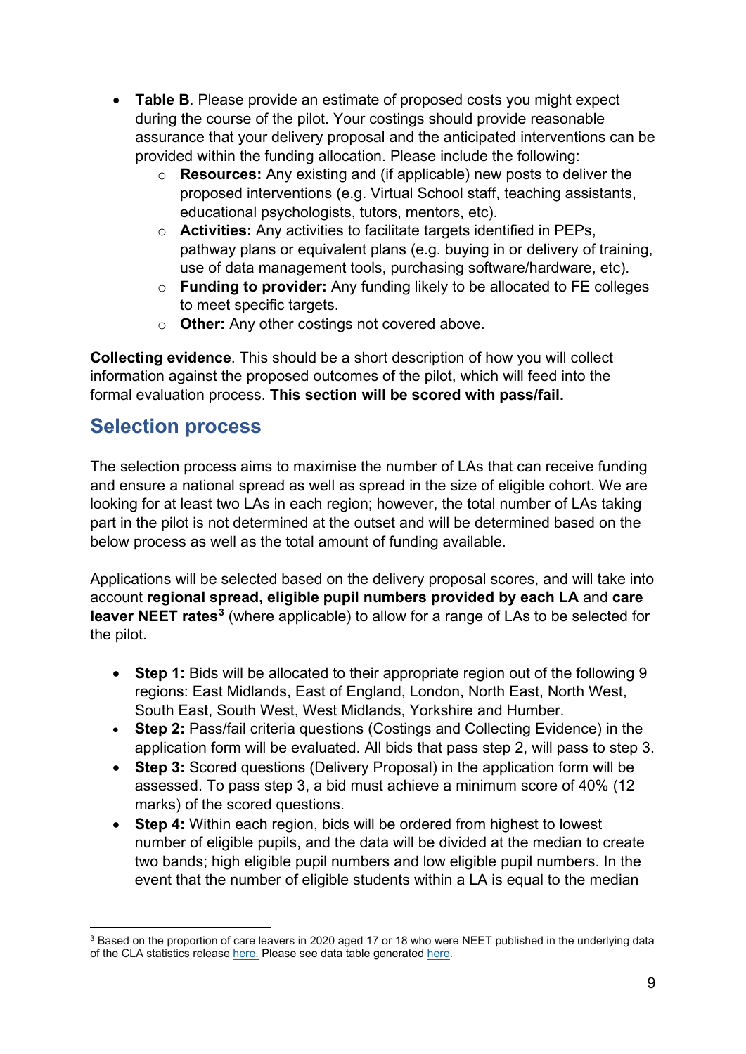- **Table B**. Please provide an estimate of proposed costs you might expect during the course of the pilot. Your costings should provide reasonable assurance that your delivery proposal and the anticipated interventions can be provided within the funding allocation. Please include the following:
    - **Resources:** Any existing and (if applicable) new posts to deliver the proposed interventions (e.g. Virtual School staff, teaching assistants, educational psychologists, tutors, mentors, etc).
    - **Activities:** Any activities to facilitate targets identified in PEPs, pathway plans or equivalent plans (e.g. buying in or delivery of training, use of data management tools, purchasing software/hardware, etc).
    - **Funding to provider:** Any funding likely to be allocated to FE colleges to meet specific targets.
    - **Other:** Any other costings not covered above.

**Collecting evidence**. This should be a short description of how you will collect information against the proposed outcomes of the pilot, which will feed into the formal evaluation process. **This section will be scored with pass/fail.**

## Selection process

The selection process aims to maximise the number of LAs that can receive funding and ensure a national spread as well as spread in the size of eligible cohort. We are looking for at least two LAs in each region; however, the total number of LAs taking part in the pilot is not determined at the outset and will be determined based on the below process as well as the total amount of funding available.

Applications will be selected based on the delivery proposal scores, and will take into account **regional spread, eligible pupil numbers provided by each LA** and **care leaver NEET rates**[3] (where applicable) to allow for a range of LAs to be selected for the pilot.

- **Step 1:** Bids will be allocated to their appropriate region out of the following 9 regions: East Midlands, East of England, London, North East, North West, South East, South West, West Midlands, Yorkshire and Humber.
- **Step 2:** Pass/fail criteria questions (Costings and Collecting Evidence) in the application form will be evaluated. All bids that pass step 2, will pass to step 3.
- **Step 3:** Scored questions (Delivery Proposal) in the application form will be assessed. To pass step 3, a bid must achieve a minimum score of 40% (12 marks) of the scored questions.
- **Step 4:** Within each region, bids will be ordered from highest to lowest number of eligible pupils, and the data will be divided at the median to create two bands; high eligible pupil numbers and low eligible pupil numbers. In the event that the number of eligible students within a LA is equal to the median

[3] Based on the proportion of care leavers in 2020 aged 17 or 18 who were NEET published in the underlying data of the CLA statistics release here. Please see data table generated here.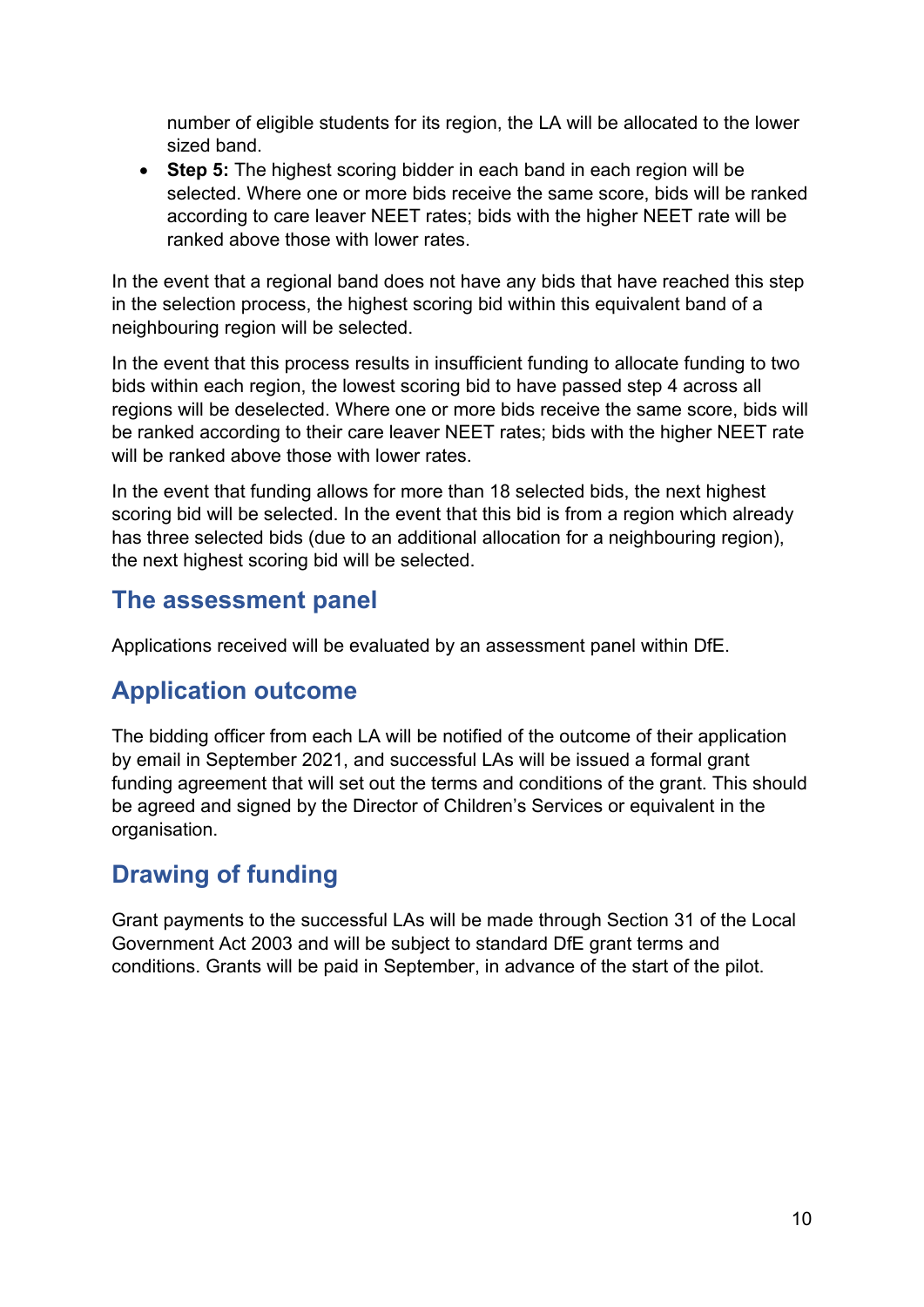number of eligible students for its region, the LA will be allocated to the lower sized band.

- **Step 5:** The highest scoring bidder in each band in each region will be selected. Where one or more bids receive the same score, bids will be ranked according to care leaver NEET rates; bids with the higher NEET rate will be ranked above those with lower rates.

In the event that a regional band does not have any bids that have reached this step in the selection process, the highest scoring bid within this equivalent band of a neighbouring region will be selected.

In the event that this process results in insufficient funding to allocate funding to two bids within each region, the lowest scoring bid to have passed step 4 across all regions will be deselected. Where one or more bids receive the same score, bids will be ranked according to their care leaver NEET rates; bids with the higher NEET rate will be ranked above those with lower rates.

In the event that funding allows for more than 18 selected bids, the next highest scoring bid will be selected. In the event that this bid is from a region which already has three selected bids (due to an additional allocation for a neighbouring region), the next highest scoring bid will be selected.

## The assessment panel

Applications received will be evaluated by an assessment panel within DfE.

## Application outcome

The bidding officer from each LA will be notified of the outcome of their application by email in September 2021, and successful LAs will be issued a formal grant funding agreement that will set out the terms and conditions of the grant. This should be agreed and signed by the Director of Children's Services or equivalent in the organisation.

## Drawing of funding

Grant payments to the successful LAs will be made through Section 31 of the Local Government Act 2003 and will be subject to standard DfE grant terms and conditions. Grants will be paid in September, in advance of the start of the pilot.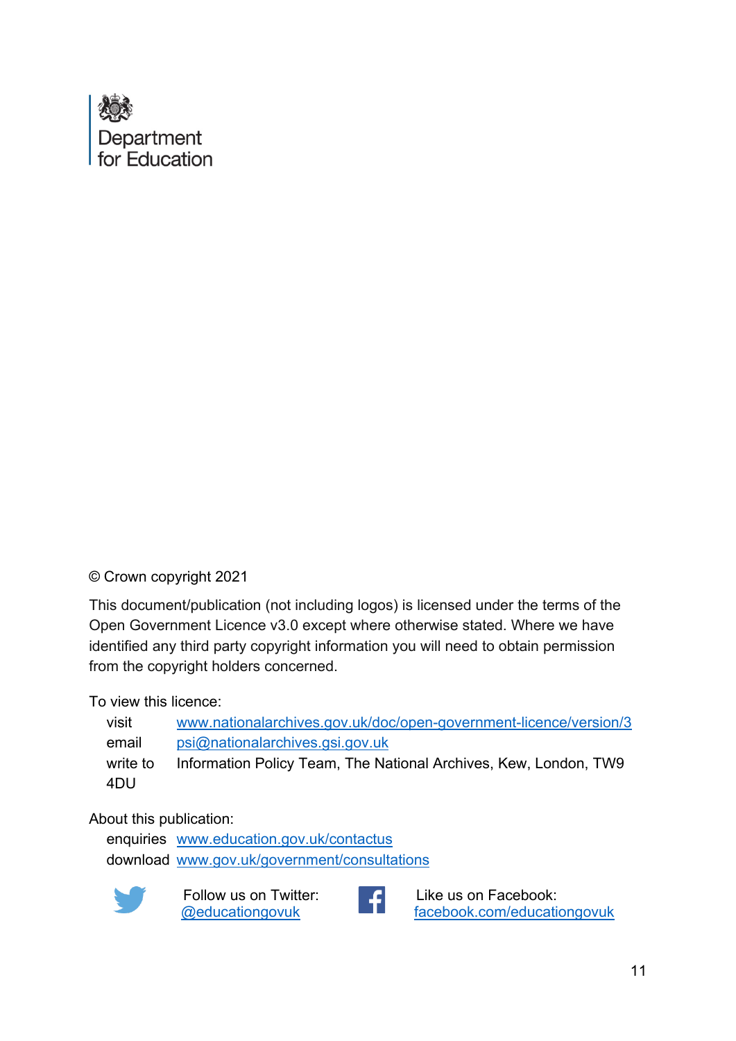Department for Education

© Crown copyright 2021

This document/publication (not including logos) is licensed under the terms of the Open Government Licence v3.0 except where otherwise stated. Where we have identified any third party copyright information you will need to obtain permission from the copyright holders concerned.

To view this licence:

visit www.nationalarchives.gov.uk/doc/open-government-licence/version/3
email psi@nationalarchives.gsi.gov.uk
write to Information Policy Team, The National Archives, Kew, London, TW9 4DU

About this publication:

enquiries www.education.gov.uk/contactus
download www.gov.uk/government/consultations

Follow us on Twitter: @educationgovuk

Like us on Facebook: facebook.com/educationgovuk